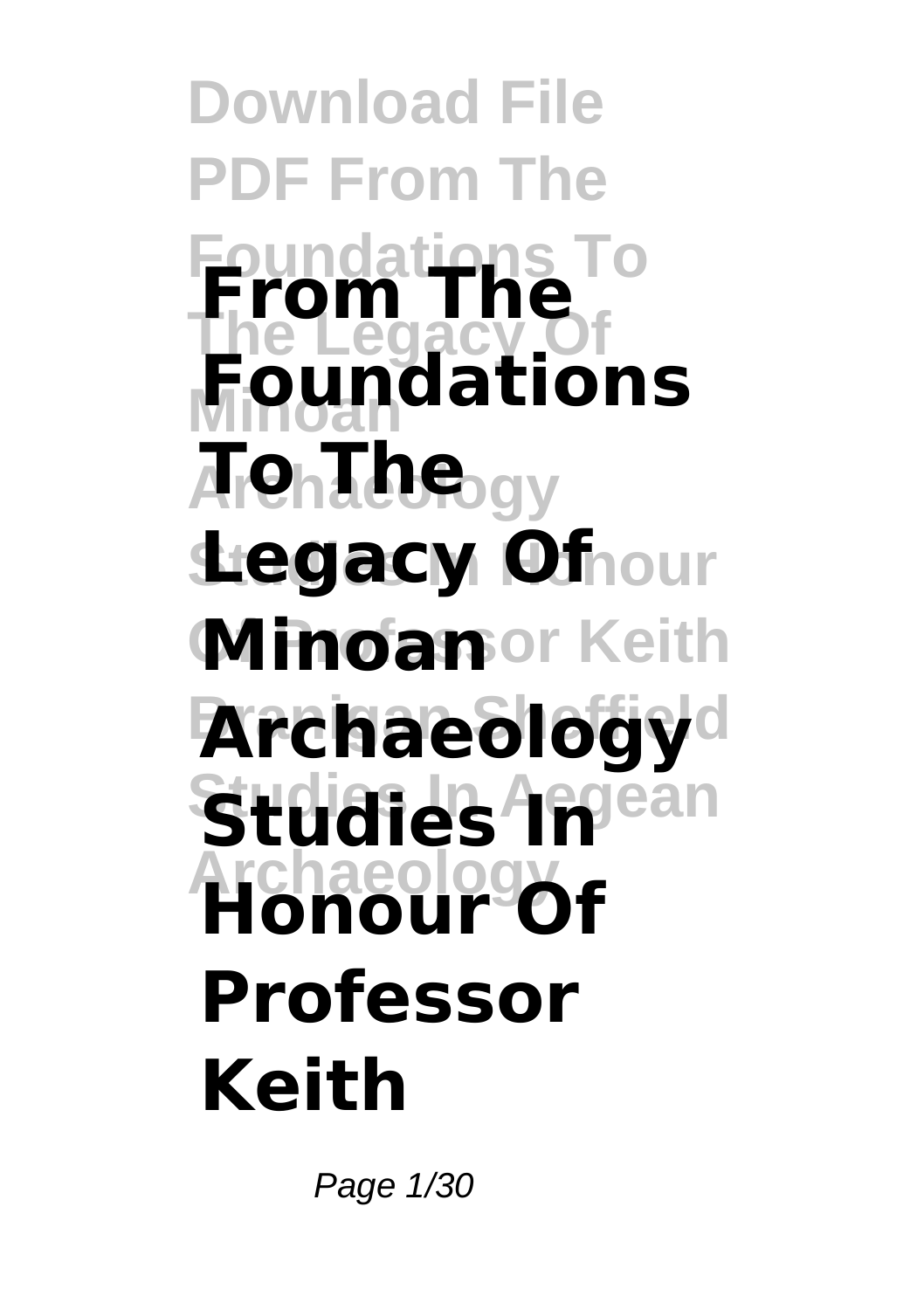# From The Foundations To The Legacy Of Minoan Archaeology Studies In Honour Of Professor Keith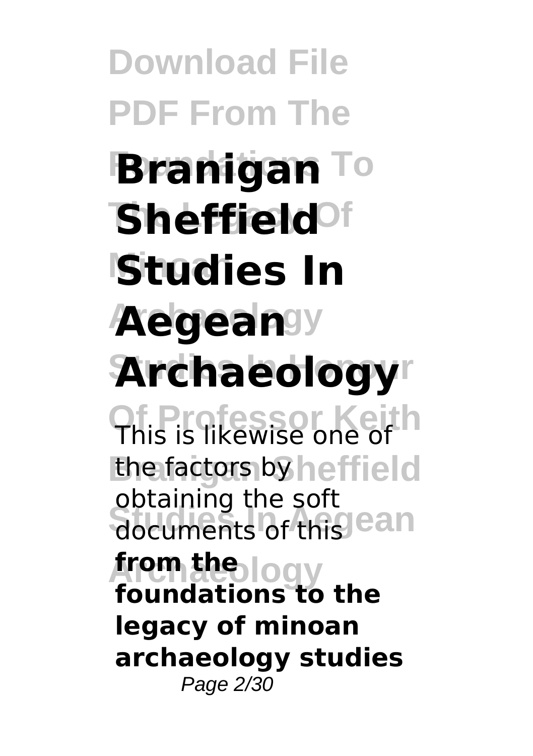# Branigan Sheffield Studies In Aegean Archaeology

This is likewise one of the factors by obtaining the soft documents of this **from the foundations to the legacy of minoan archaeology studies**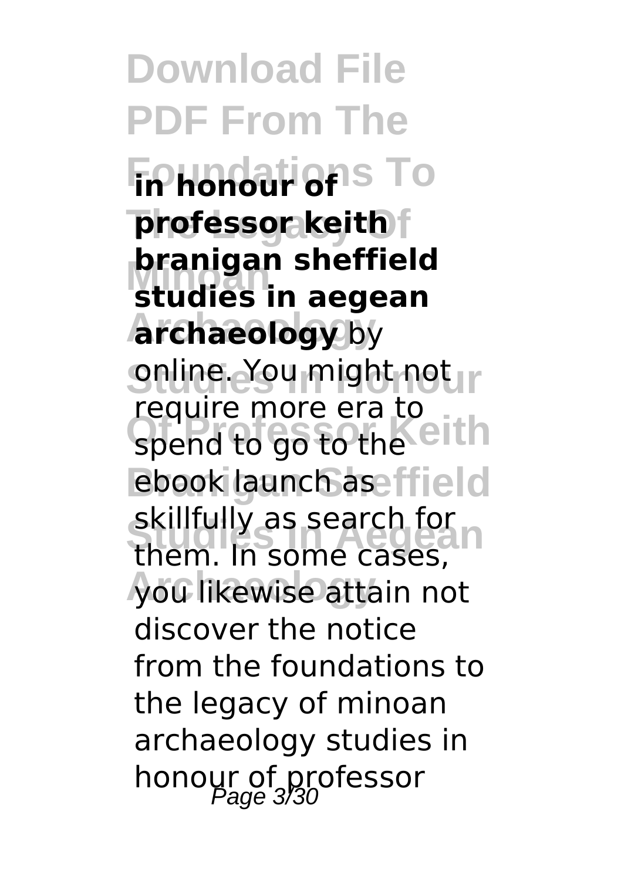**in honour of professor keith branigan sheffield studies in aegean archaeology** by online. You might not require more era to spend to go to the ebook launch as skillfully as search for them. In some cases, you likewise attain not discover the notice from the foundations to the legacy of minoan archaeology studies in honour of professor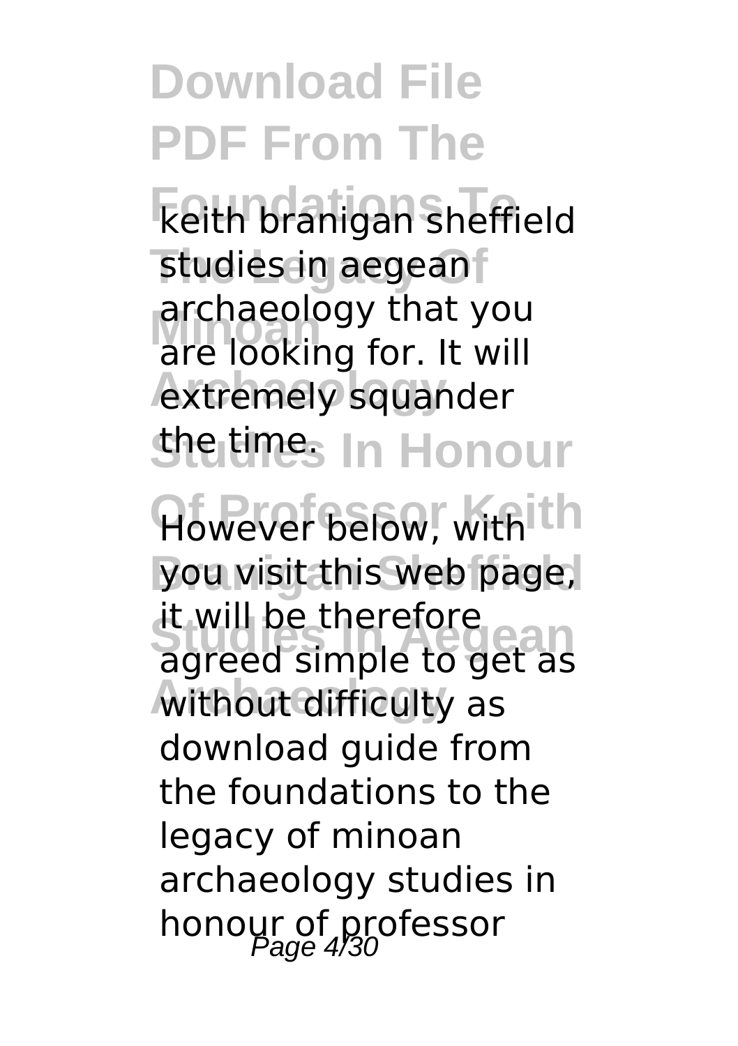keith branigan sheffield studies in aegean archaeology that you are looking for. It will extremely squander the time.

However below, with you visit this web page, it will be therefore agreed simple to get as without difficulty as download guide from the foundations to the legacy of minoan archaeology studies in honour of professor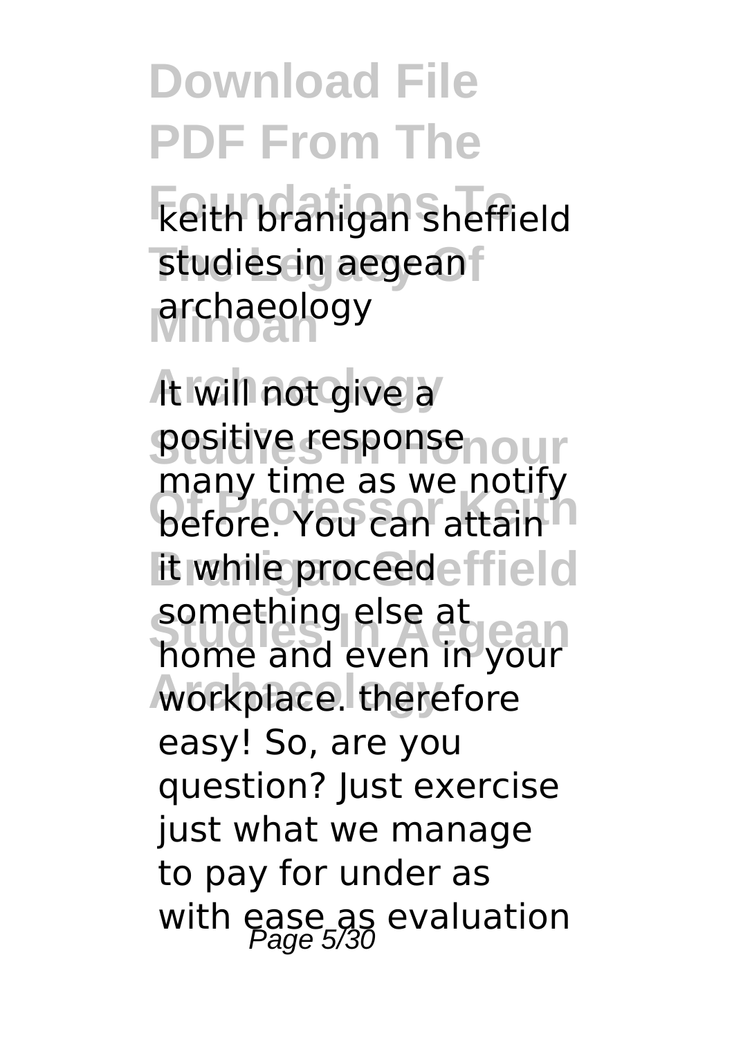keith branigan sheffield studies in aegean archaeology

It will not give a positive response many time as we notify before. You can attain it while proceed something else at home and even in your workplace. therefore easy! So, are you question? Just exercise just what we manage to pay for under as with ease as evaluation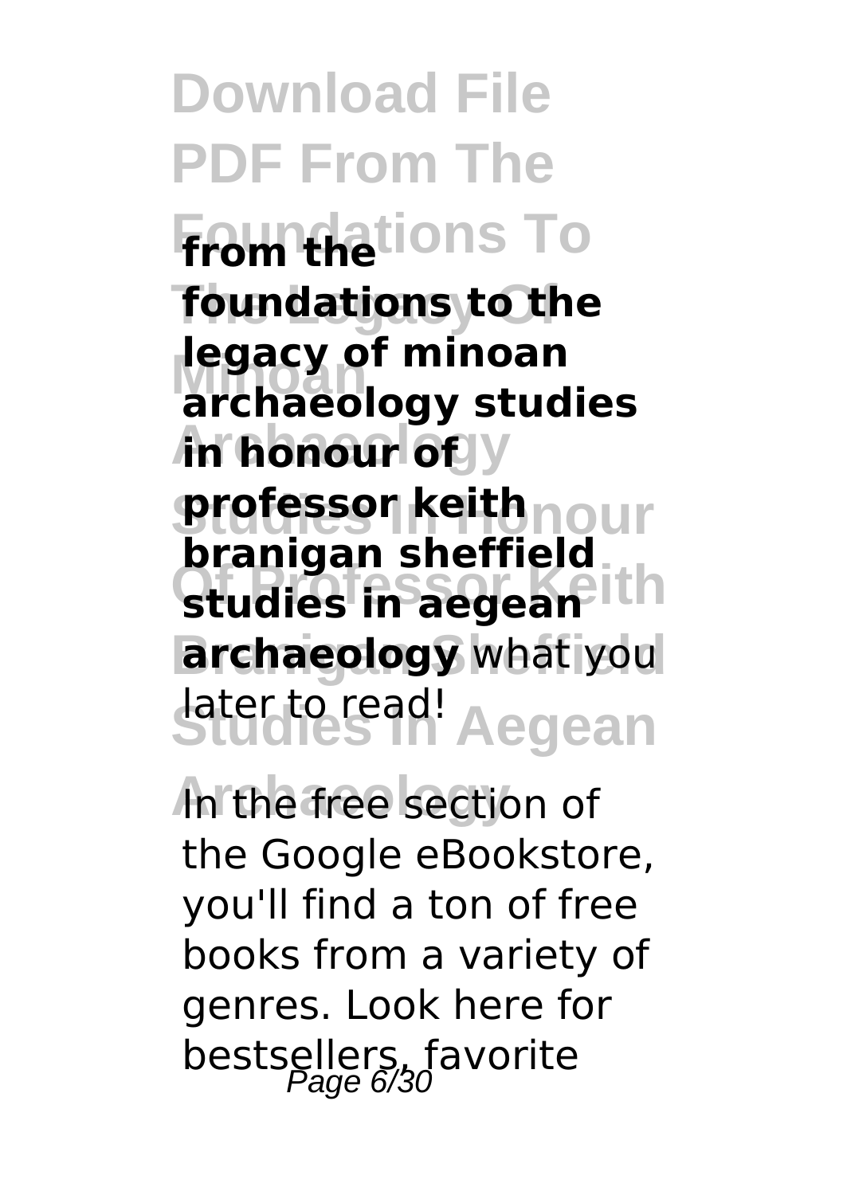# Download File PDF From The Foundations To The Legacy Of Minoan Archaeology Studies In Honour Of Professor Keith Branigan Sheffield Studies In Aegean Archaeology

**from the foundations to the legacy of minoan archaeology studies in honour of professor keith branigan sheffield studies in aegean archaeology** what you later to read!

In the free section of the Google eBookstore, you'll find a ton of free books from a variety of genres. Look here for bestsellers, favorite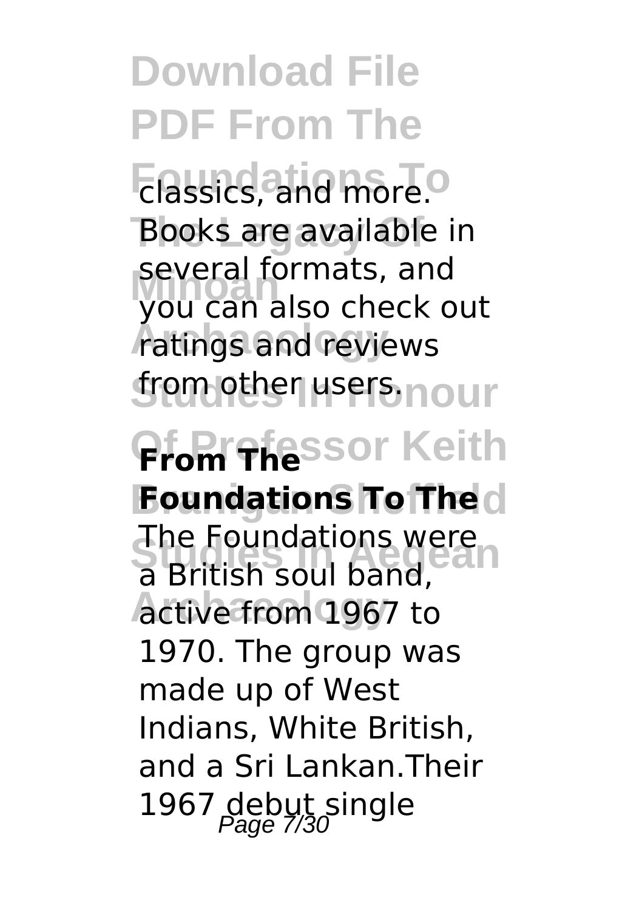classics, and more. Books are available in several formats, and you can also check out ratings and reviews from other users.

**From The Foundations To The**

The Foundations were a British soul band, active from 1967 to 1970. The group was made up of West Indians, White British, and a Sri Lankan.Their 1967 debut single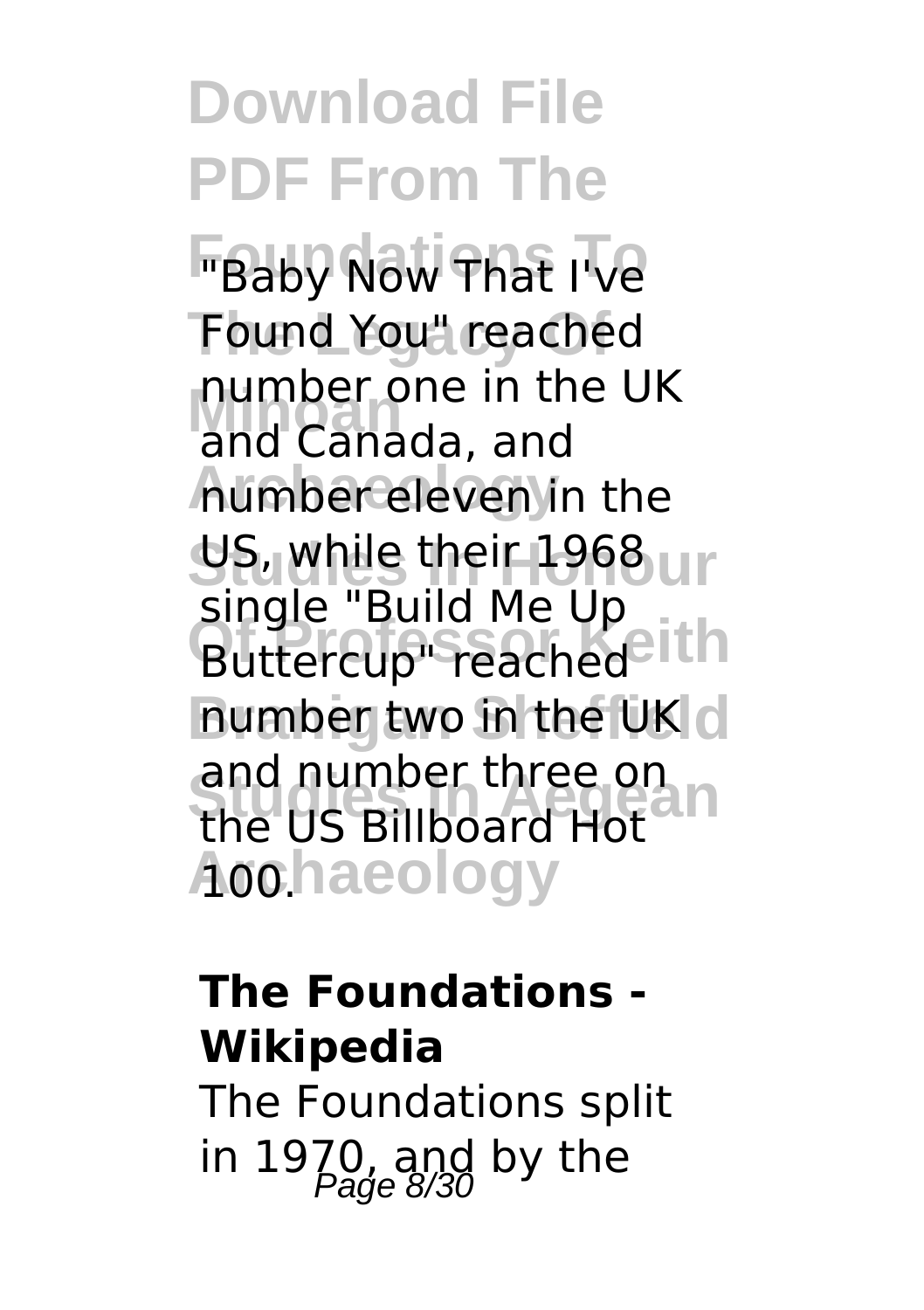"Baby Now That I've Found You" reached number one in the UK and Canada, and number eleven in the US, while their 1968 single "Build Me Up Buttercup" reached number two in the UK and number three on the US Billboard Hot 100.

### The Foundations - Wikipedia

The Foundations split in 1970, and by the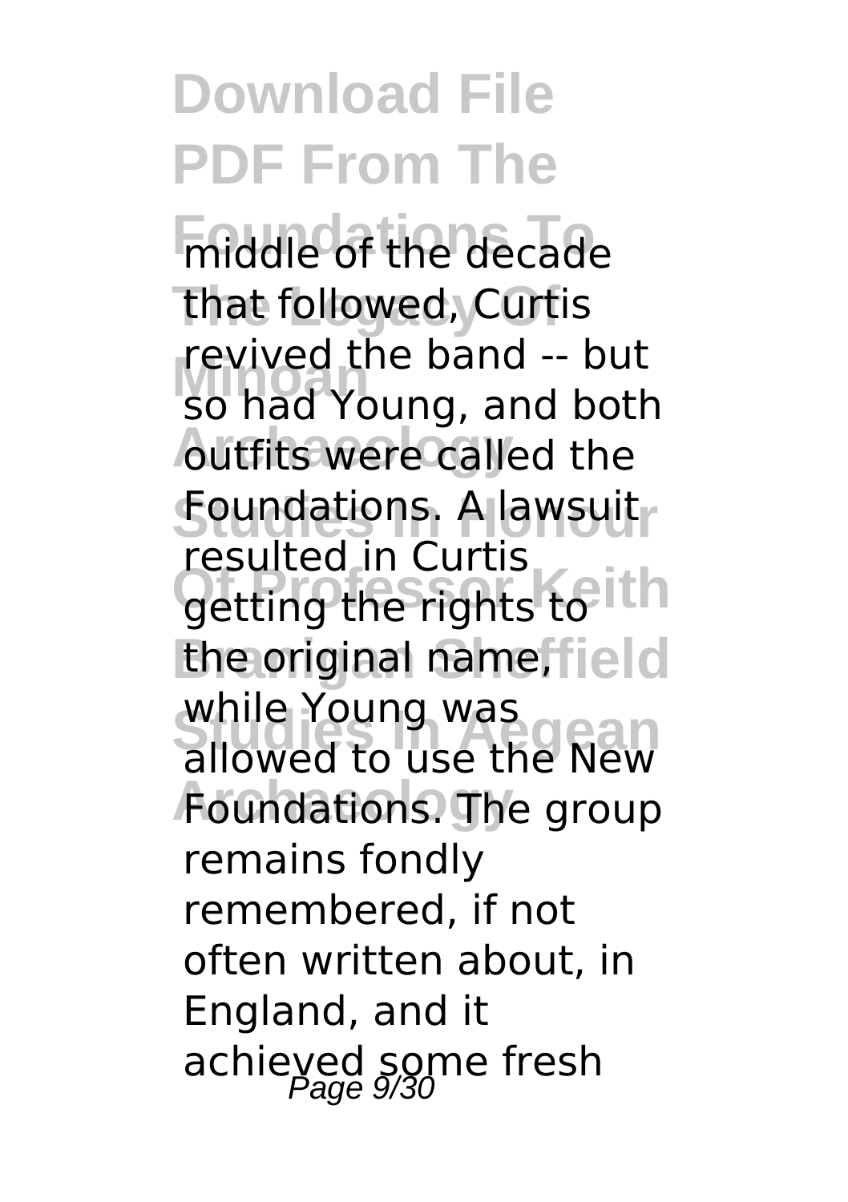middle of the decade that followed, Curtis revived the band -- but so had Young, and both outfits were called the Foundations. A lawsuit resulted in Curtis getting the rights to the original name, while Young was allowed to use the New Foundations. The group remains fondly remembered, if not often written about, in England, and it achieved some fresh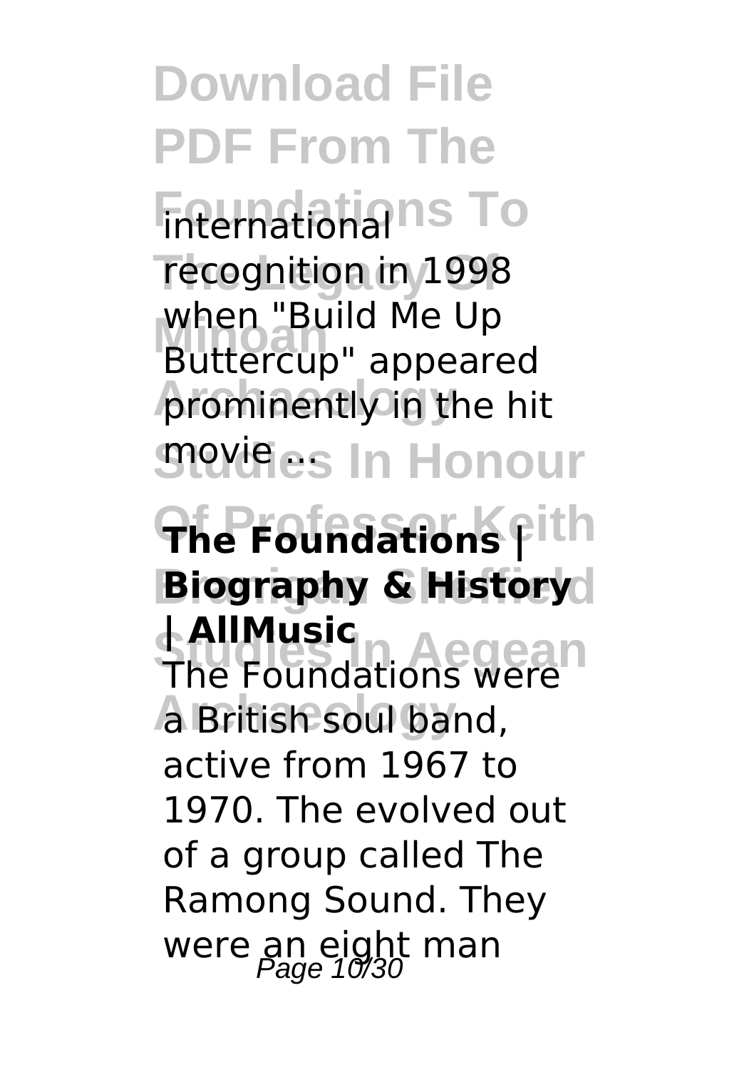international recognition in 1998 when "Build Me Up Buttercup" appeared prominently in the hit movie ...

**The Foundations | Biography & History | AllMusic**

The Foundations were a British soul band, active from 1967 to 1970. The evolved out of a group called The Ramong Sound. They were an eight man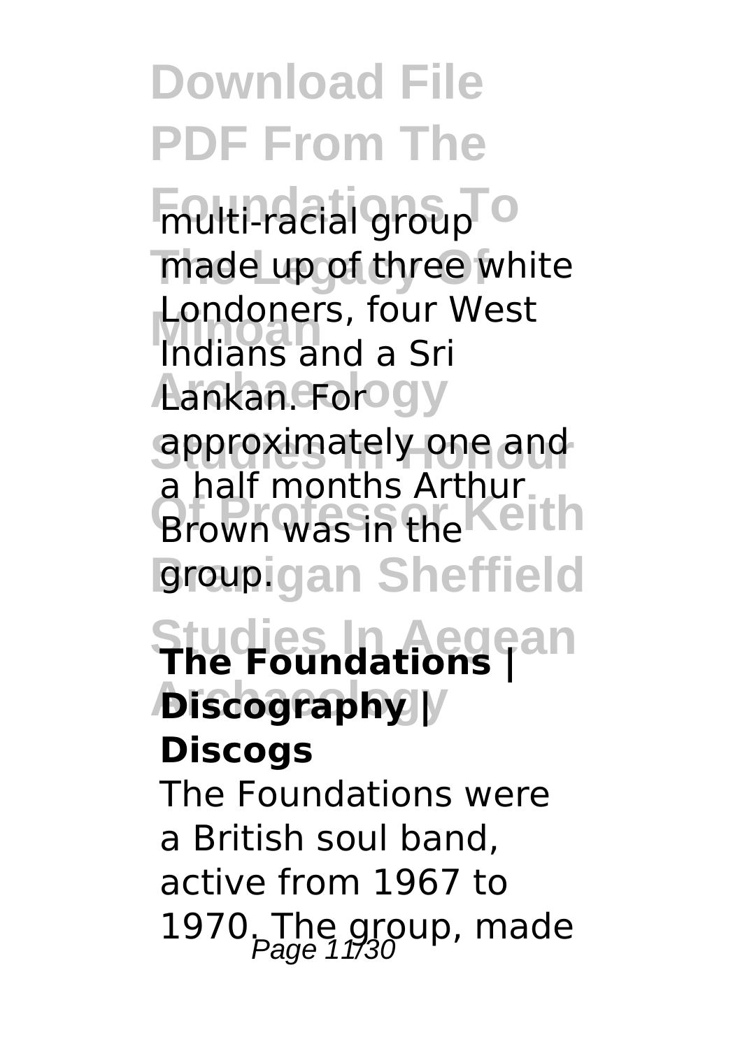multi-racial group made up of three white Londoners, four West Indians and a Sri Lankan. For approximately one and a half months Arthur Brown was in the group.

## The Foundations | Discography | Discogs

The Foundations were a British soul band, active from 1967 to 1970. The group, made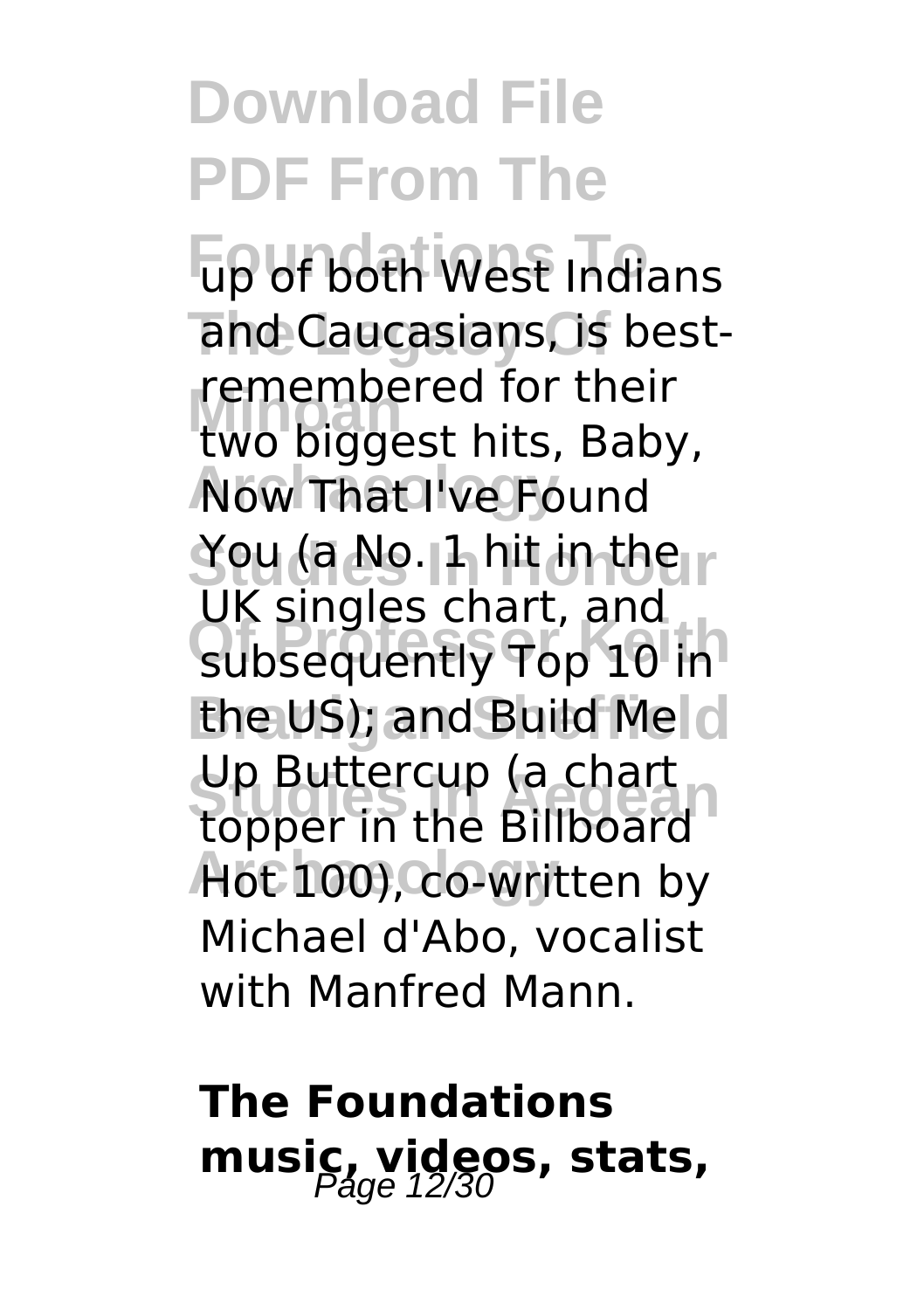up of both West Indians and Caucasians, is best-remembered for their two biggest hits, Baby, Now That I've Found You (a No. 1 hit in the UK singles chart, and subsequently Top 10 in the US); and Build Me Up Buttercup (a chart topper in the Billboard Hot 100), co-written by Michael d'Abo, vocalist with Manfred Mann.

## The Foundations music, videos, stats,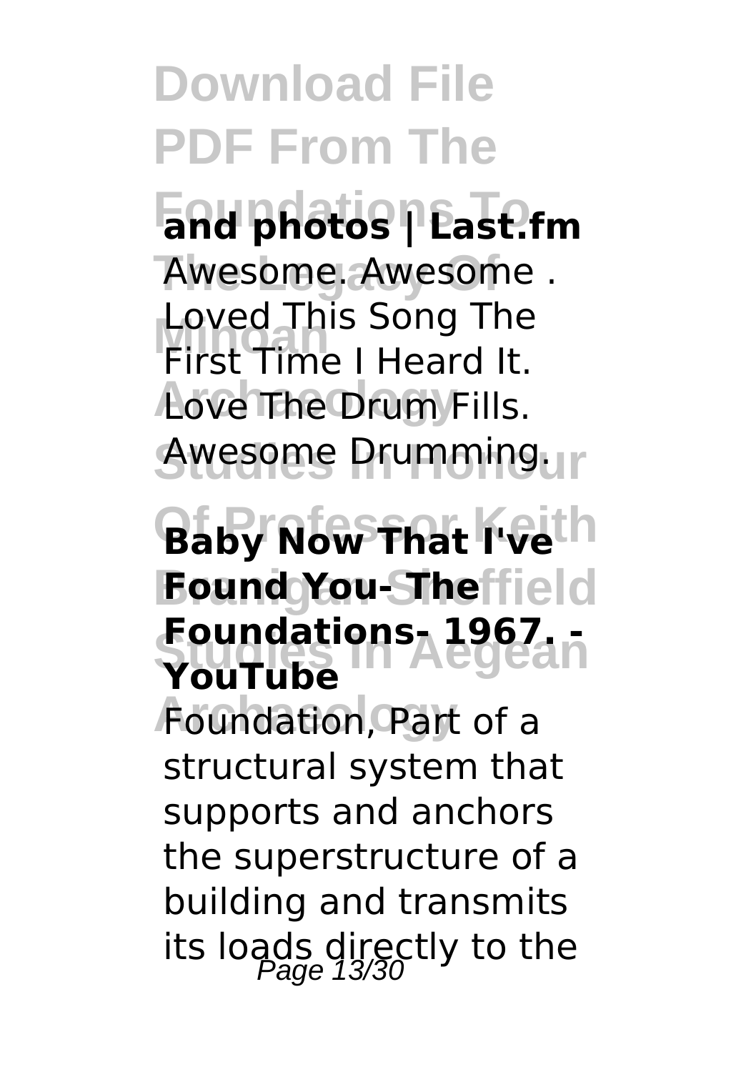**and photos | Last.fm**

Awesome. Awesome . Loved This Song The First Time I Heard It. Love The Drum Fills. Awesome Drumming.

**Baby Now That I've Found You- The Foundations- 1967. - YouTube**

Foundation, Part of a structural system that supports and anchors the superstructure of a building and transmits its loads directly to the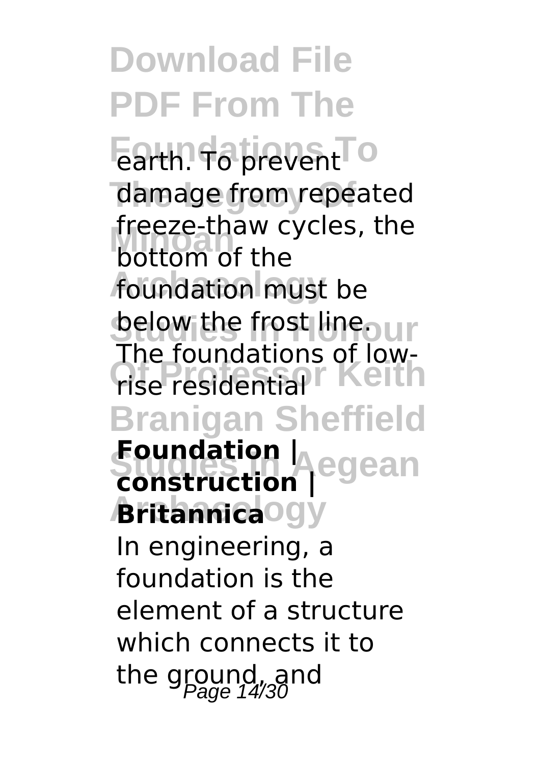earth. To prevent damage from repeated freeze-thaw cycles, the bottom of the foundation must be below the frost line. The foundations of low-rise residential

**Foundation | construction | Britannica**

In engineering, a foundation is the element of a structure which connects it to the ground, and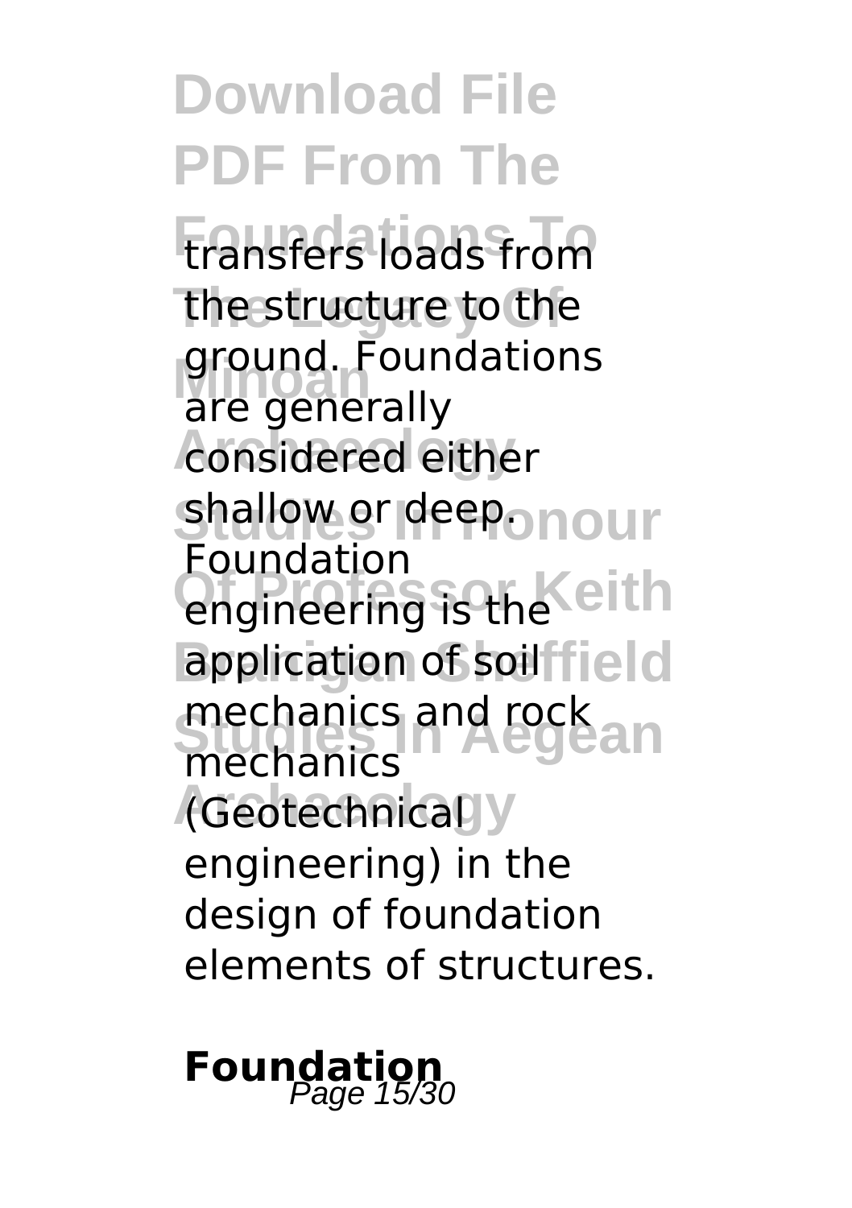transfers loads from the structure to the ground. Foundations are generally considered either shallow or deep. Foundation engineering is the application of soil mechanics and rock mechanics (Geotechnical engineering) in the design of foundation elements of structures.

**Foundation**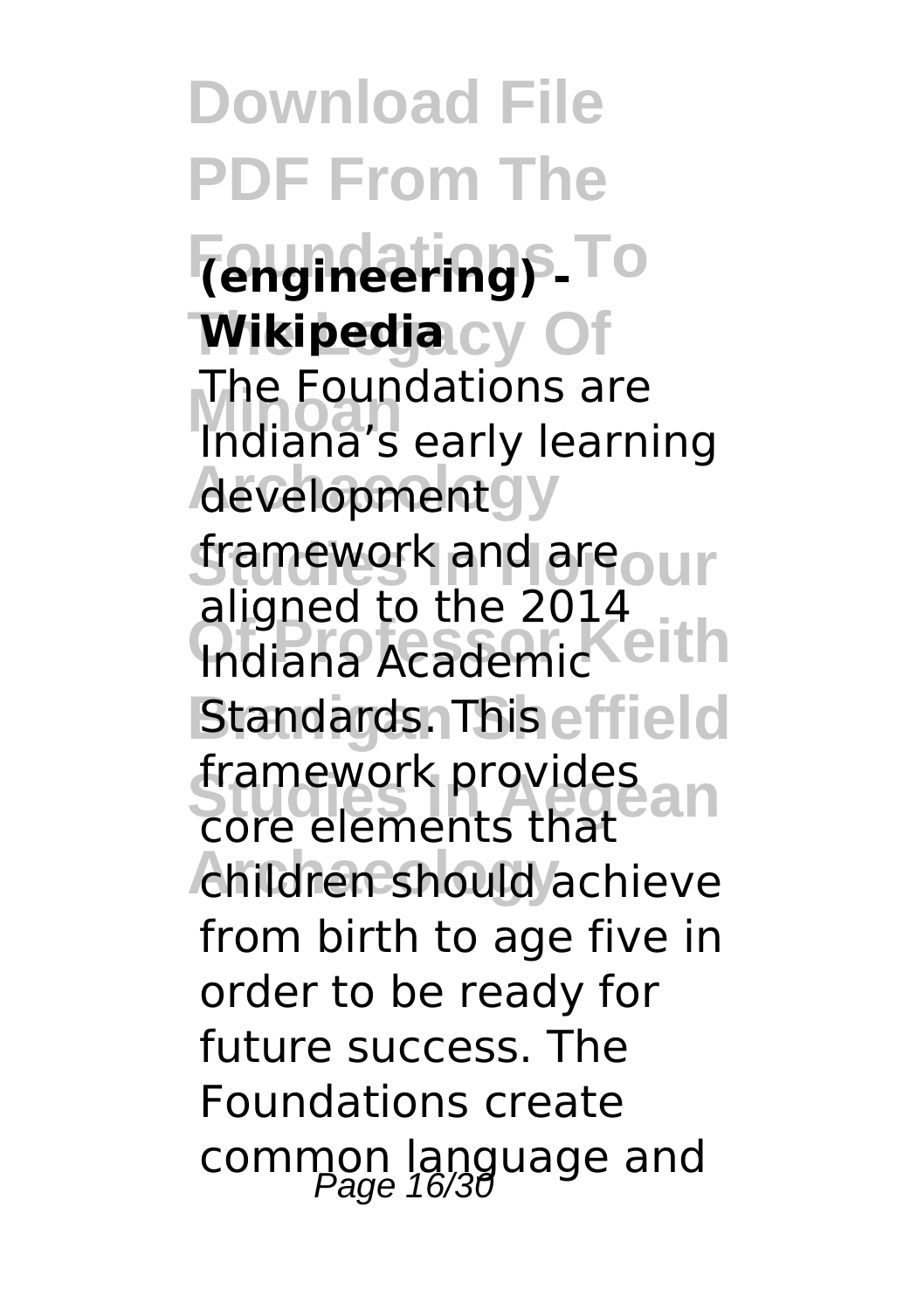**(engineering) - Wikipedia**

The Foundations are Indiana's early learning development framework and are aligned to the 2014 Indiana Academic Standards. This framework provides core elements that children should achieve from birth to age five in order to be ready for future success. The Foundations create common language and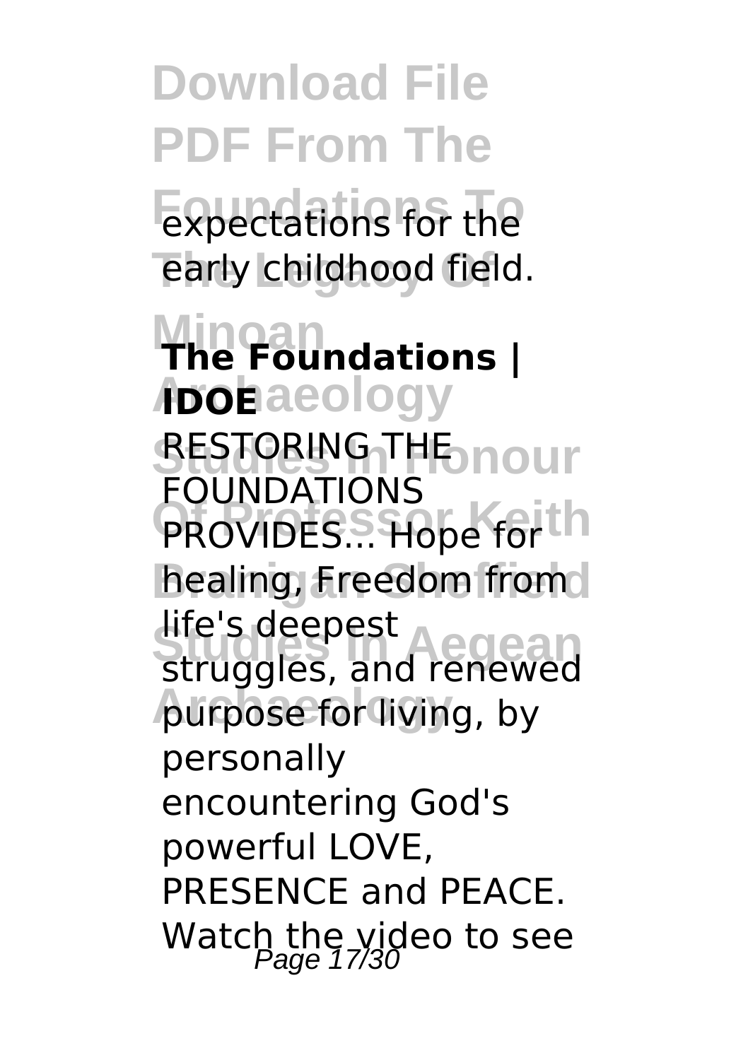expectations for the early childhood field.

**The Foundations | IDOE**

RESTORING THE FOUNDATIONS PROVIDES... Hope for healing, Freedom from life's deepest struggles, and renewed purpose for living, by personally encountering God's powerful LOVE, PRESENCE and PEACE. Watch the video to see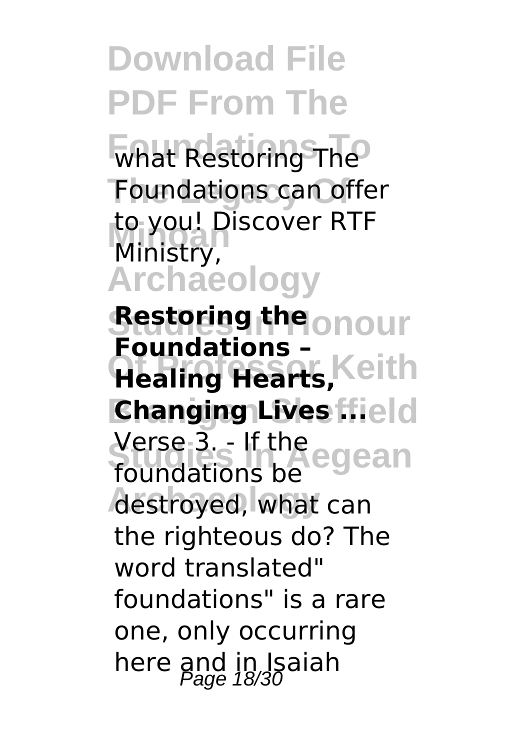what Restoring The Foundations can offer to you! Discover RTF Ministry,

**Restoring the Foundations – Healing Hearts, Changing Lives ...**

Verse 3. - If the foundations be destroyed, what can the righteous do? The word translated" foundations" is a rare one, only occurring here and in Isaiah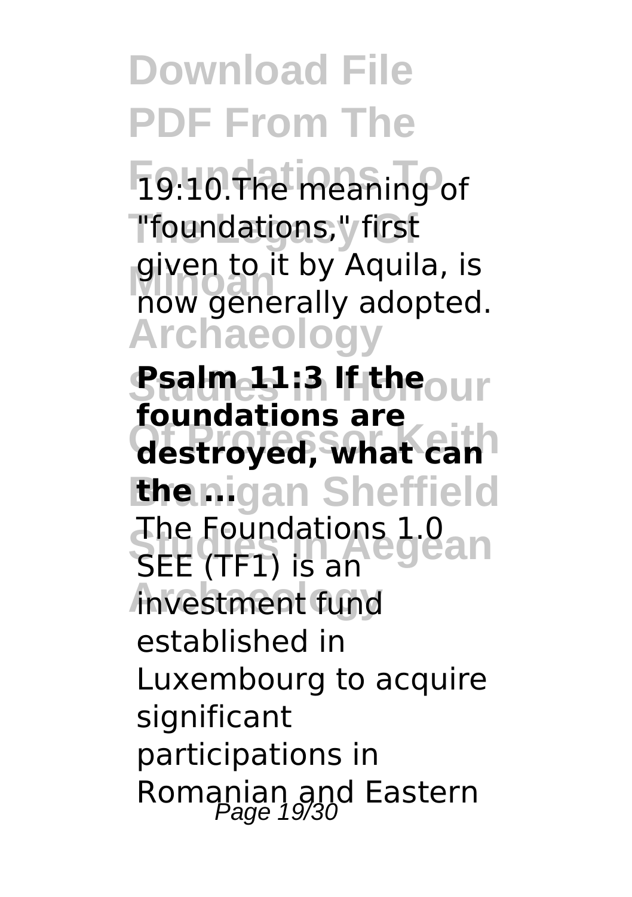19:10.The meaning of "foundations," first given to it by Aquila, is now generally adopted.

**Psalm 11:3 If the foundations are destroyed, what can the ...**

The Foundations 1.0 SEE (TF1) is an investment fund established in Luxembourg to acquire significant participations in Romanian and Eastern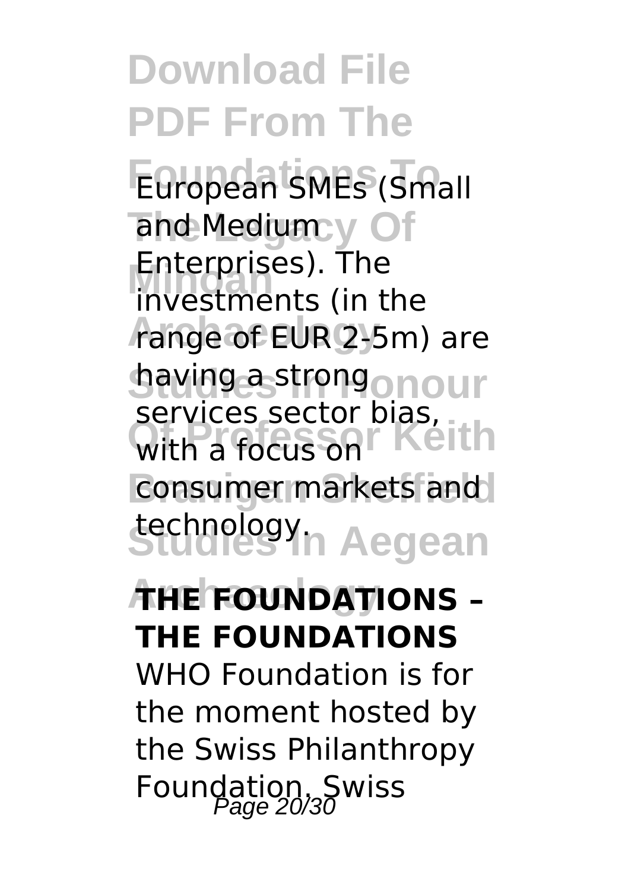European SMEs (Small and Medium Enterprises). The investments (in the range of EUR 2-5m) are having a strong services sector bias, with a focus on consumer markets and technology.

**THE FOUNDATIONS – THE FOUNDATIONS**

WHO Foundation is for the moment hosted by the Swiss Philanthropy Foundation. Swiss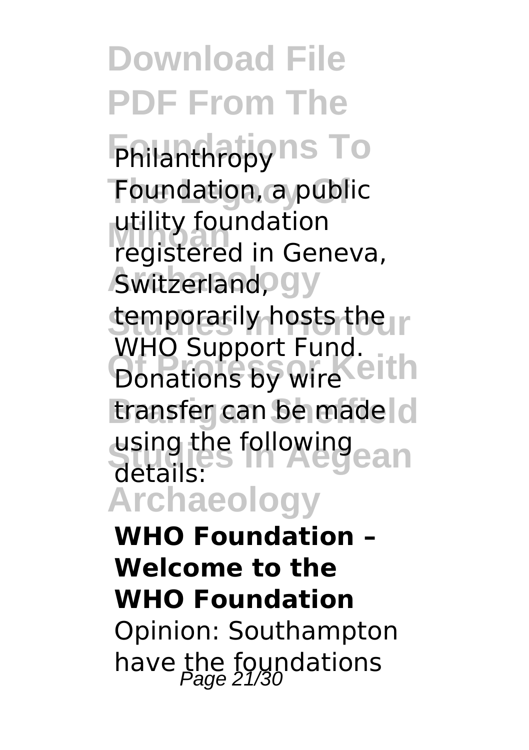Philanthropy Foundation, a public utility foundation registered in Geneva, Switzerland, temporarily hosts the WHO Support Fund. Donations by wire transfer can be made using the following details:

**WHO Foundation – Welcome to the WHO Foundation**

Opinion: Southampton have the foundations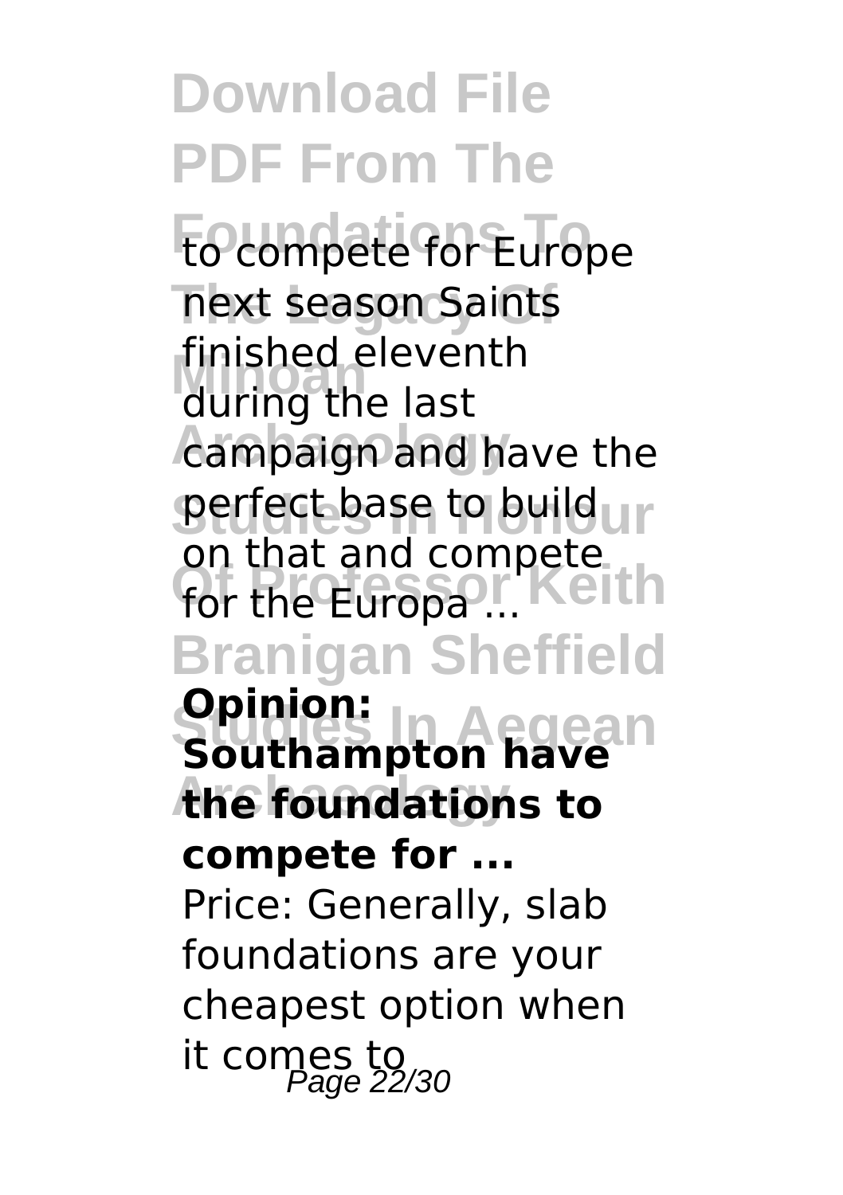to compete for Europe next season Saints finished eleventh during the last campaign and have the perfect base to build on that and compete for the Europa ...

**Opinion: Southampton have the foundations to compete for ...**

Price: Generally, slab foundations are your cheapest option when it comes to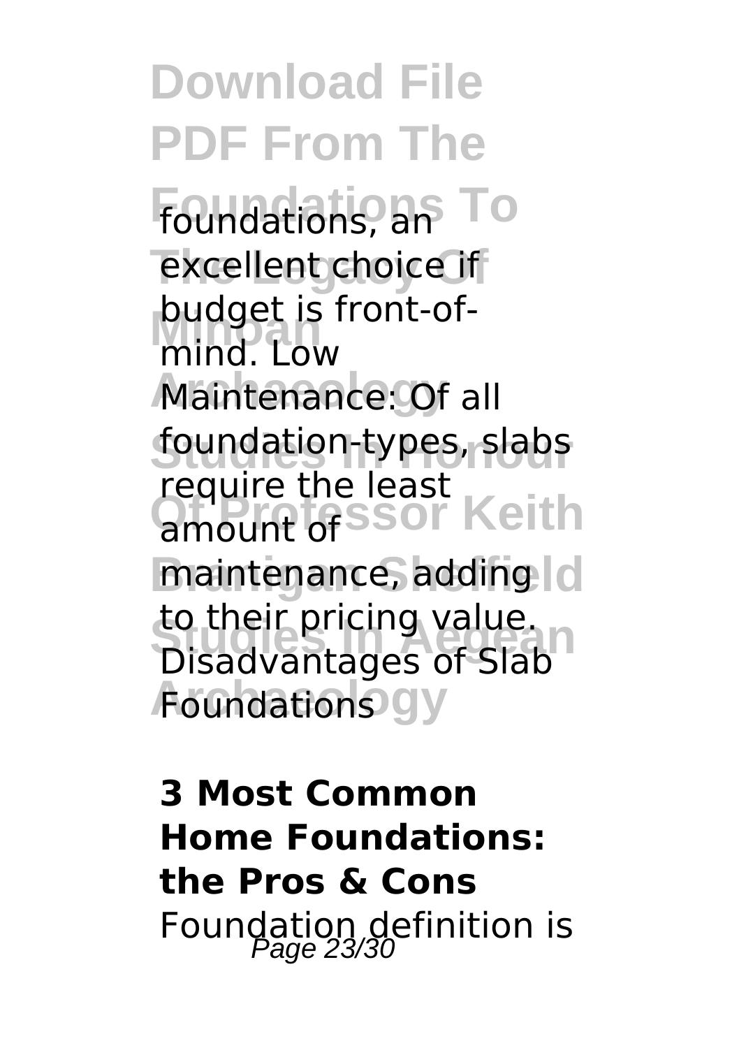foundations, an excellent choice if budget is front-of-mind. Low Maintenance: Of all foundation-types, slabs require the least amount of maintenance, adding to their pricing value. Disadvantages of Slab Foundations

**3 Most Common Home Foundations: the Pros & Cons**

Foundation definition is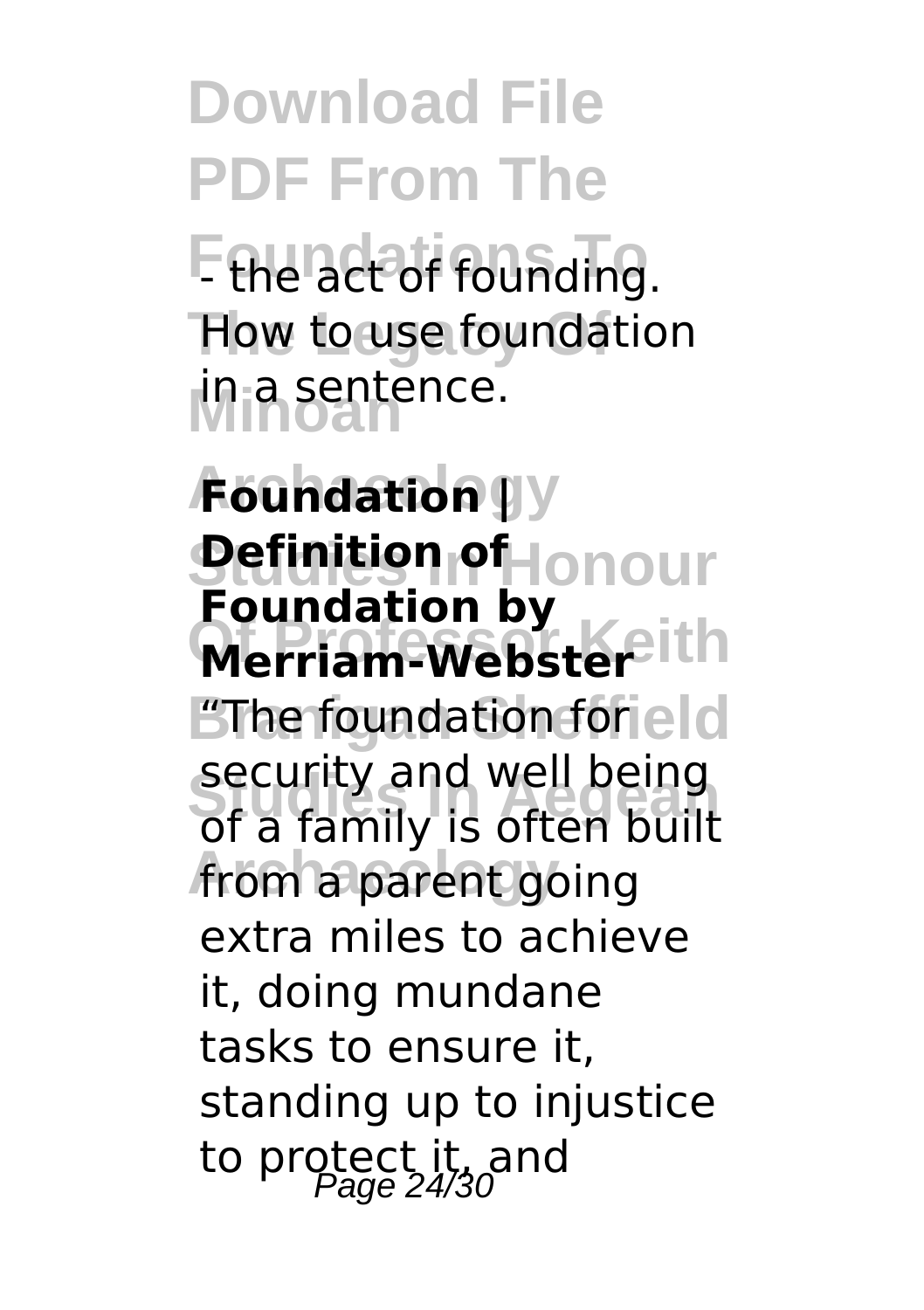- the act of founding. How to use foundation in a sentence.

**Foundation | Definition of Foundation by Merriam-Webster**

"The foundation for security and well being of a family is often built from a parent going extra miles to achieve it, doing mundane tasks to ensure it, standing up to injustice to protect it, and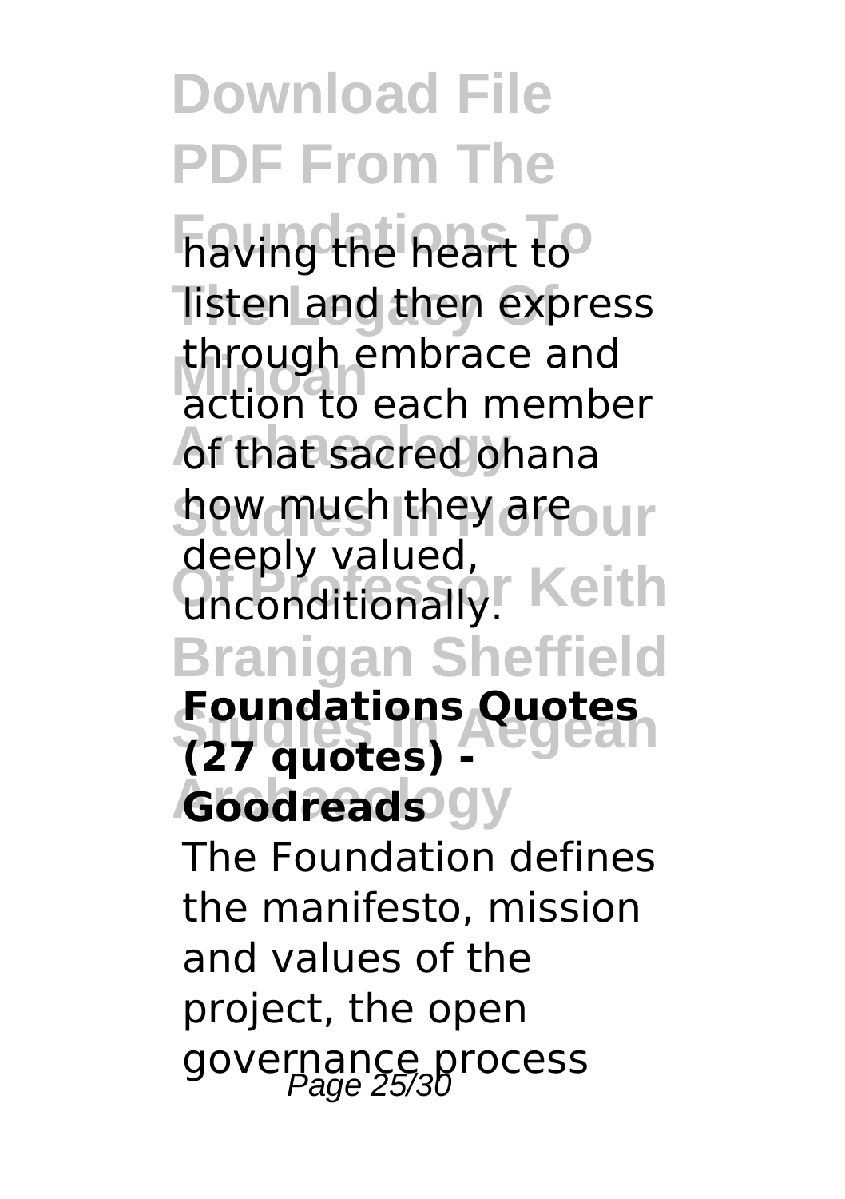having the heart to listen and then express through embrace and action to each member of that sacred ohana how much they are deeply valued, unconditionally.

**Foundations Quotes (27 quotes) - Goodreads**

The Foundation defines the manifesto, mission and values of the project, the open governance process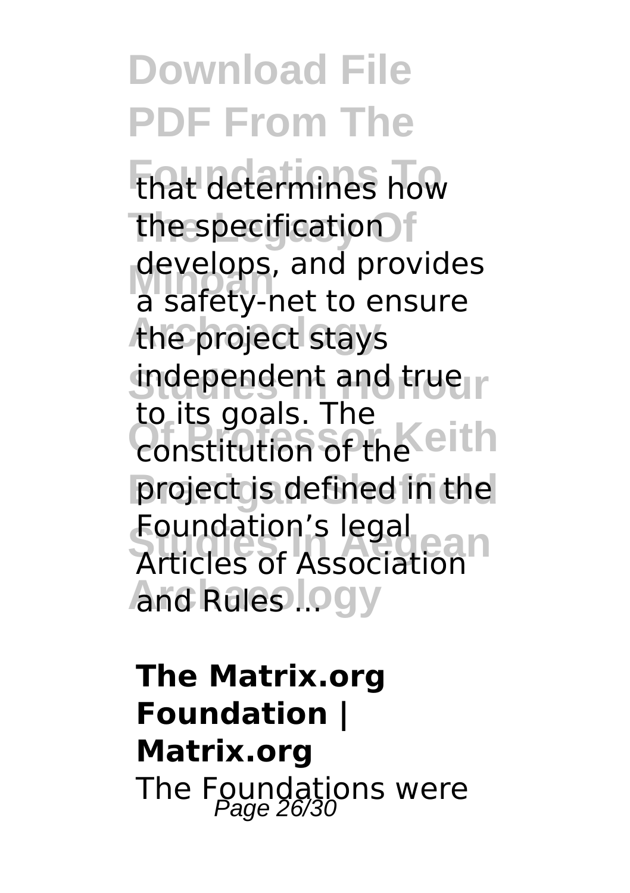that determines how the specification develops, and provides a safety-net to ensure the project stays independent and true to its goals. The constitution of the project is defined in the Foundation's legal Articles of Association and Rules ...

**The Matrix.org Foundation | Matrix.org**

The Foundations were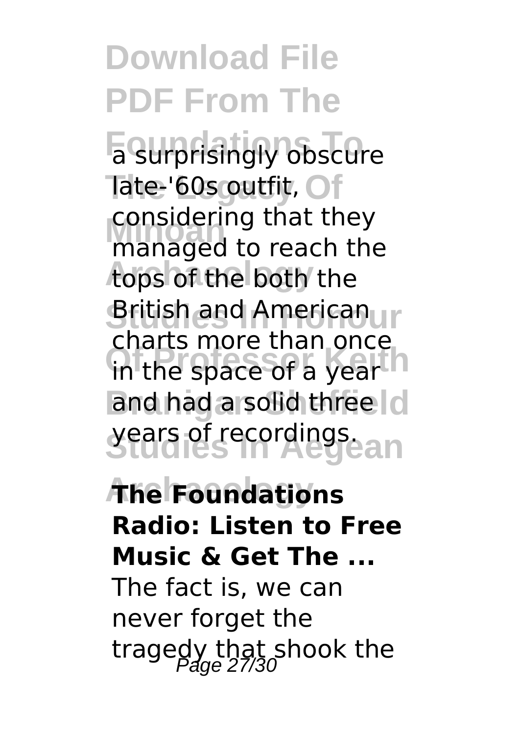a surprisingly obscure late-'60s outfit, considering that they managed to reach the tops of the both the British and American charts more than once in the space of a year and had a solid three years of recordings.

**The Foundations Radio: Listen to Free Music & Get The ...**

The fact is, we can never forget the tragedy that shook the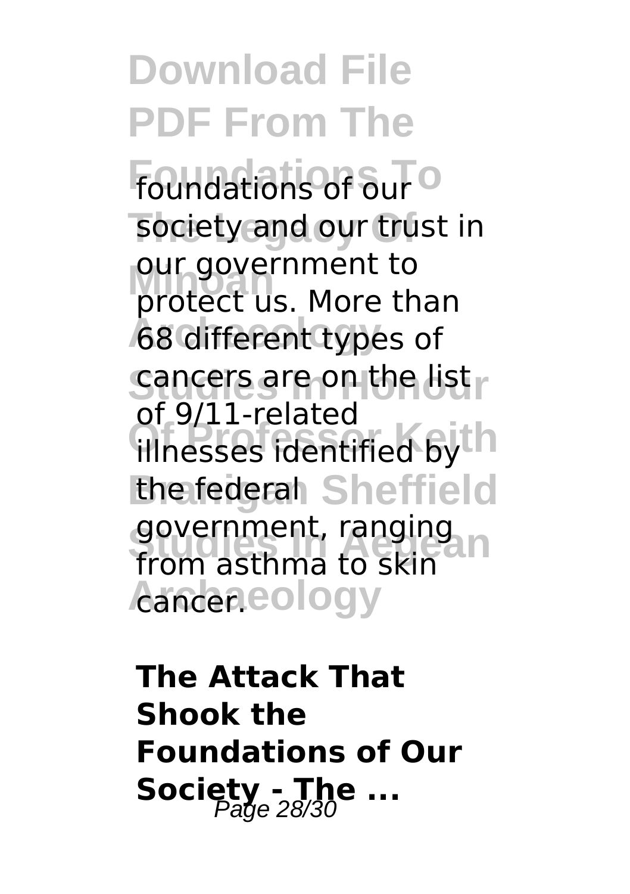foundations of our society and our trust in our government to protect us. More than 68 different types of cancers are on the list of 9/11-related illnesses identified by the federal government, ranging from asthma to skin cancer.

**The Attack That Shook the Foundations of Our Society - The ...**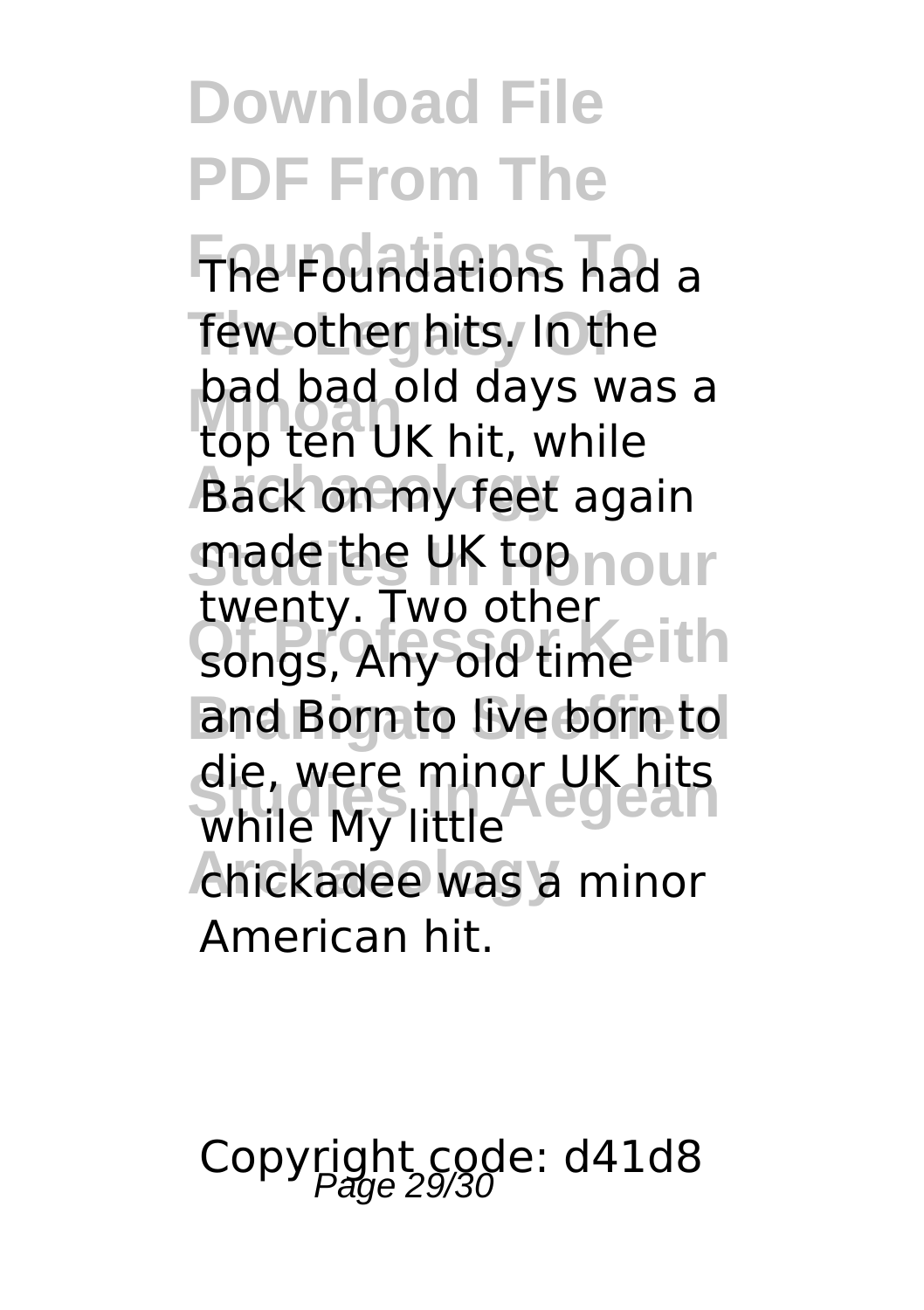The Foundations had a few other hits. In the bad bad old days was a top ten UK hit, while Back on my feet again made the UK top twenty. Two other songs, Any old time and Born to live born to die, were minor UK hits while My little chickadee was a minor American hit.

Copyright code: d41d8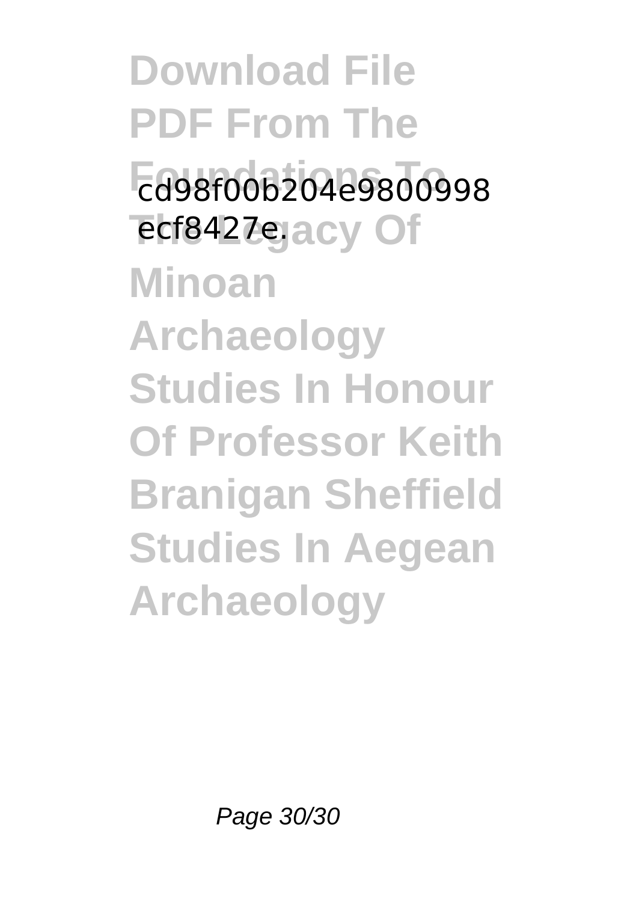cd98f00b204e9800998ecf8427e.